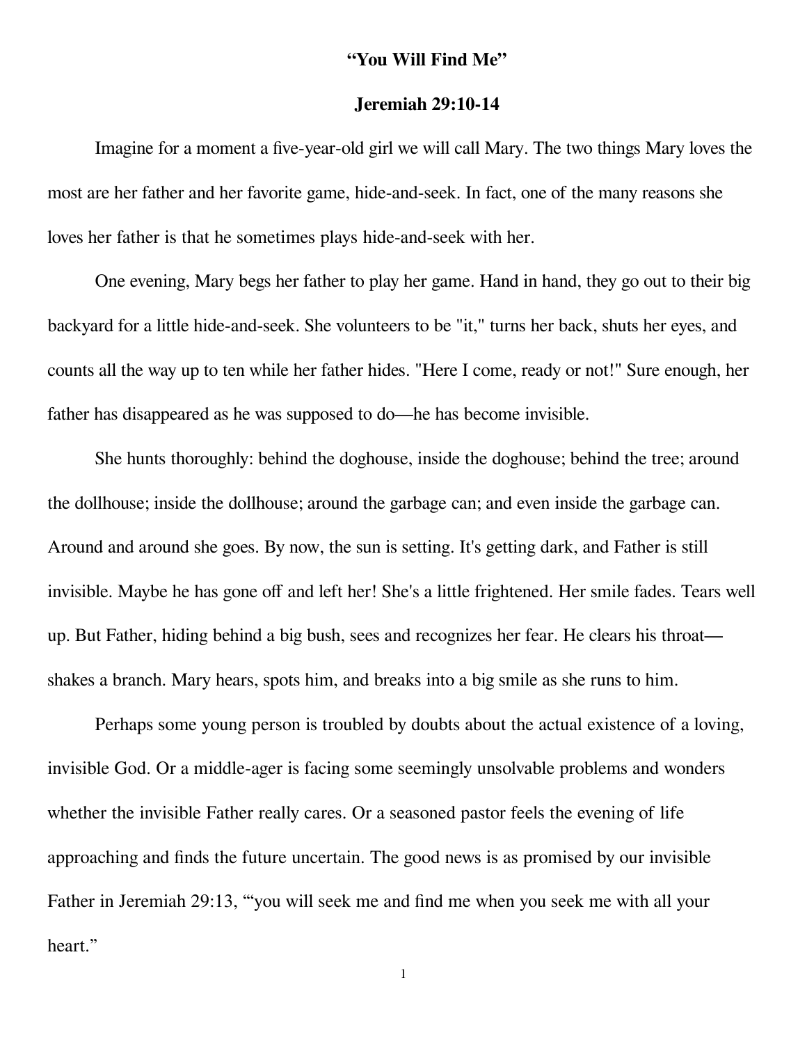# **"You Will Find Me"**

## **Jeremiah 29:10-14**

Imagine for a moment a five-year-old girl we will call Mary. The two things Mary loves the most are her father and her favorite game, hide-and-seek. In fact, one of the many reasons she loves her father is that he sometimes plays hide-and-seek with her.

One evening, Mary begs her father to play her game. Hand in hand, they go out to their big backyard for a little hide-and-seek. She volunteers to be "it," turns her back, shuts her eyes, and counts all the way up to ten while her father hides. "Here I come, ready or not!" Sure enough, her father has disappeared as he was supposed to do—he has become invisible.

She hunts thoroughly: behind the doghouse, inside the doghouse; behind the tree; around the dollhouse; inside the dollhouse; around the garbage can; and even inside the garbage can. Around and around she goes. By now, the sun is setting. It's getting dark, and Father is still invisible. Maybe he has gone off and left her! She's a little frightened. Her smile fades. Tears well up. But Father, hiding behind a big bush, sees and recognizes her fear. He clears his throat—shakes a branch. Mary hears, spots him, and breaks into a big smile as she runs to him.

Perhaps some young person is troubled by doubts about the actual existence of a loving, invisible God. Or a middle-ager is facing some seemingly unsolvable problems and wonders whether the invisible Father really cares. Or a seasoned pastor feels the evening of life approaching and finds the future uncertain. The good news is as promised by our invisible Father in Jeremiah 29:13, "'you will seek me and find me when you seek me with all your heart."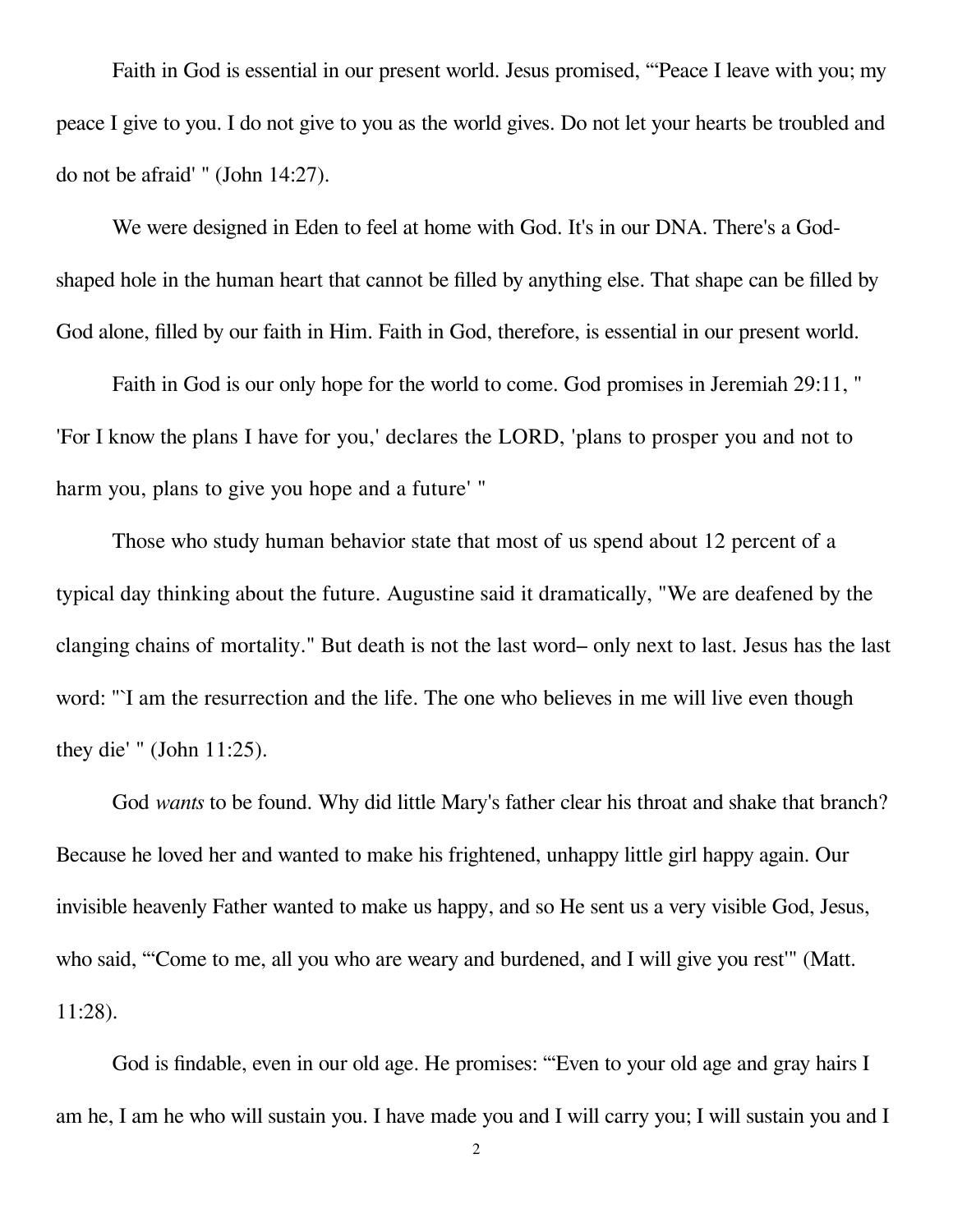Faith in God is essential in our present world. Jesus promised, "'Peace I leave with you; my peace I give to you. I do not give to you as the world gives. Do not let your hearts be troubled and do not be afraid' " (John 14:27).

We were designed in Eden to feel at home with God. It's in our DNA. There's a God-shaped hole in the human heart that cannot be filled by anything else. That shape can be filled by God alone, filled by our faith in Him. Faith in God, therefore, is essential in our present world.

Faith in God is our only hope for the world to come. God promises in Jeremiah 29:11, " 'For I know the plans I have for you,' declares the LORD, 'plans to prosper you and not to harm you, plans to give you hope and a future' "

Those who study human behavior state that most of us spend about 12 percent of a typical day thinking about the future. Augustine said it dramatically, "We are deafened by the clanging chains of mortality." But death is not the last word– only next to last. Jesus has the last word: "`I am the resurrection and the life. The one who believes in me will live even though they die' " (John 11:25).

God *wants* to be found. Why did little Mary's father clear his throat and shake that branch? Because he loved her and wanted to make his frightened, unhappy little girl happy again. Our invisible heavenly Father wanted to make us happy, and so He sent us a very visible God, Jesus, who said, "'Come to me, all you who are weary and burdened, and I will give you rest'" (Matt. 11:28).

God is findable, even in our old age. He promises: "'Even to your old age and gray hairs I am he, I am he who will sustain you. I have made you and I will carry you; I will sustain you and I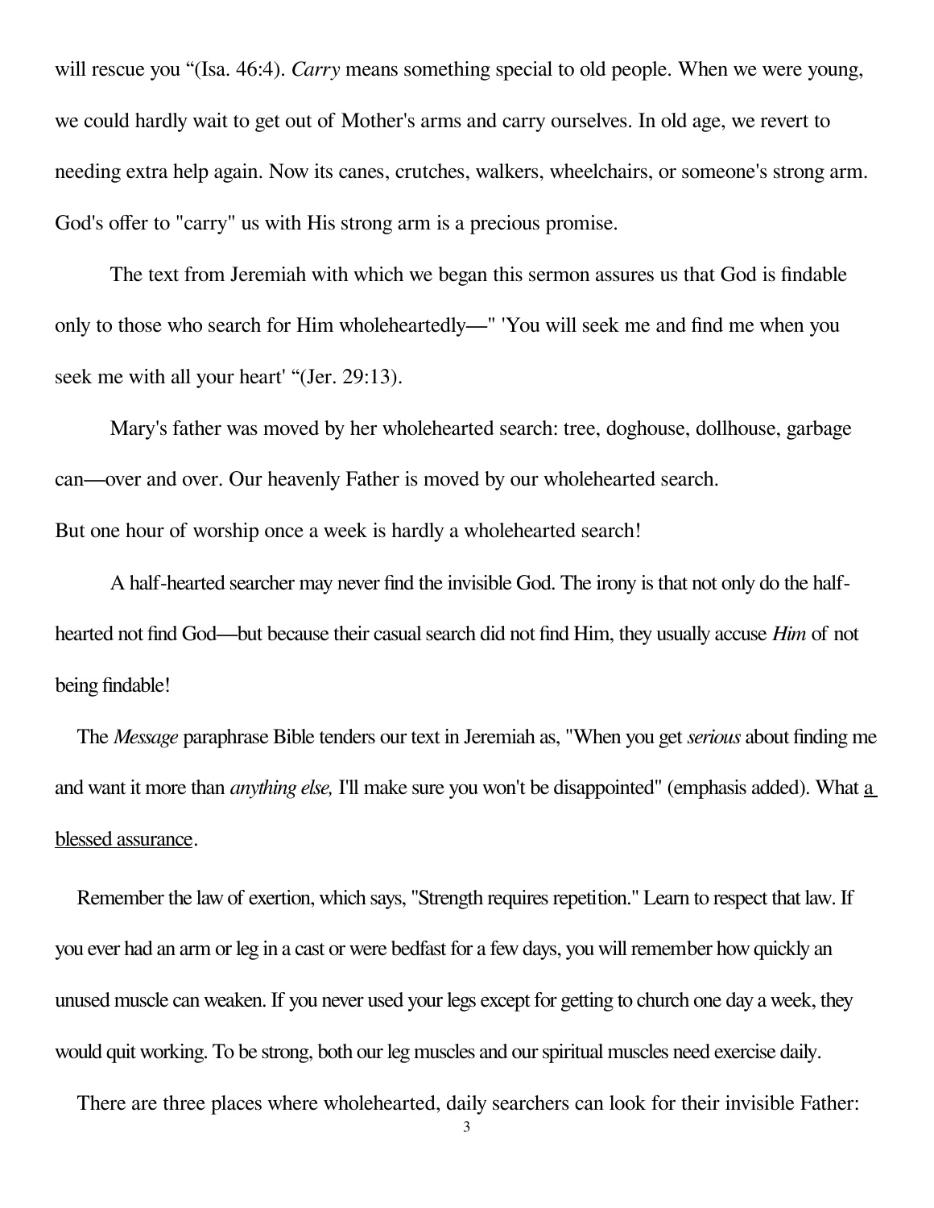will rescue you "(Isa. 46:4). *Carry* means something special to old people. When we were young, we could hardly wait to get out of Mother's arms and carry ourselves. In old age, we revert to needing extra help again. Now its canes, crutches, walkers, wheelchairs, or someone's strong arm. God's offer to "carry" us with His strong arm is a precious promise.

The text from Jeremiah with which we began this sermon assures us that God is findable only to those who search for Him wholeheartedly—" 'You will seek me and find me when you seek me with all your heart' "(Jer. 29:13).

Mary's father was moved by her wholehearted search: tree, doghouse, dollhouse, garbage can—over and over. Our heavenly Father is moved by our wholehearted search.

But one hour of worship once a week is hardly a wholehearted search!

A half-hearted searcher may never find the invisible God. The irony is that not only do the half-hearted not find God—but because their casual search did not find Him, they usually accuse *Him* of not being findable!

The *Message* paraphrase Bible tenders our text in Jeremiah as, "When you get *serious* about finding me and want it more than *anything else,* I'll make sure you won't be disappointed" (emphasis added). What a blessed assurance.

Remember the law of exertion, which says, "Strength requires repetition." Learn to respect that law. If you ever had an arm or leg in a cast or were bedfast for a few days, you will remember how quickly an unused muscle can weaken. If you never used your legs except for getting to church one day a week, they would quit working. To be strong, both our leg muscles and our spiritual muscles need exercise daily.

There are three places where wholehearted, daily searchers can look for their invisible Father: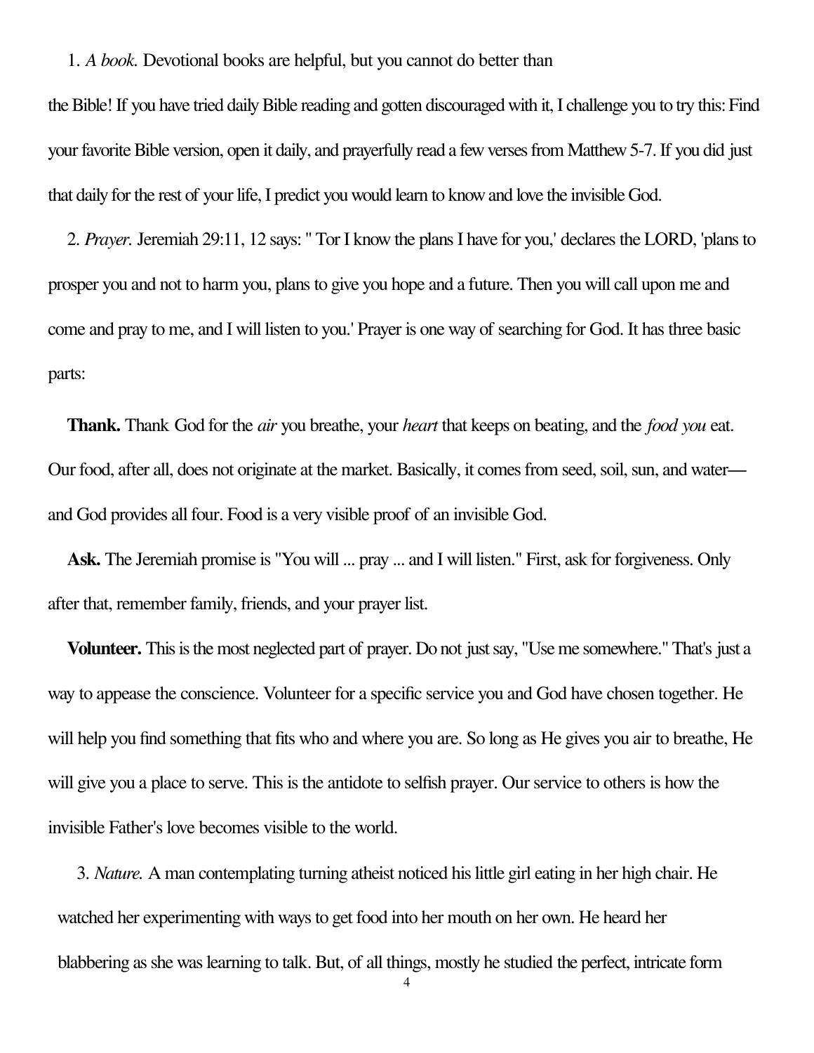1. *A book.* Devotional books are helpful, but you cannot do better than the Bible! If you have tried daily Bible reading and gotten discouraged with it, I challenge you to try this: Find your favorite Bible version, open it daily, and prayerfully read a few verses from Matthew 5-7. If you did just that daily for the rest of your life, I predict you would learn to know and love the invisible God.

2. *Prayer.* Jeremiah 29:11, 12 says: " Tor I know the plans I have for you,' declares the LORD, 'plans to prosper you and not to harm you, plans to give you hope and a future. Then you will call upon me and come and pray to me, and I will listen to you.' Prayer is one way of searching for God. It has three basic parts:

**Thank.** Thank God for the *air* you breathe, your *heart* that keeps on beating, and the *food you* eat. Our food, after all, does not originate at the market. Basically, it comes from seed, soil, sun, and water—and God provides all four. Food is a very visible proof of an invisible God.

**Ask.** The Jeremiah promise is "You will ... pray ... and I will listen." First, ask for forgiveness. Only after that, remember family, friends, and your prayer list.

**Volunteer.** This is the most neglected part of prayer. Do not just say, "Use me somewhere." That's just a way to appease the conscience. Volunteer for a specific service you and God have chosen together. He will help you find something that fits who and where you are. So long as He gives you air to breathe, He will give you a place to serve. This is the antidote to selfish prayer. Our service to others is how the invisible Father's love becomes visible to the world.

3. *Nature.* A man contemplating turning atheist noticed his little girl eating in her high chair. He watched her experimenting with ways to get food into her mouth on her own. He heard her blabbering as she was learning to talk. But, of all things, mostly he studied the perfect, intricate form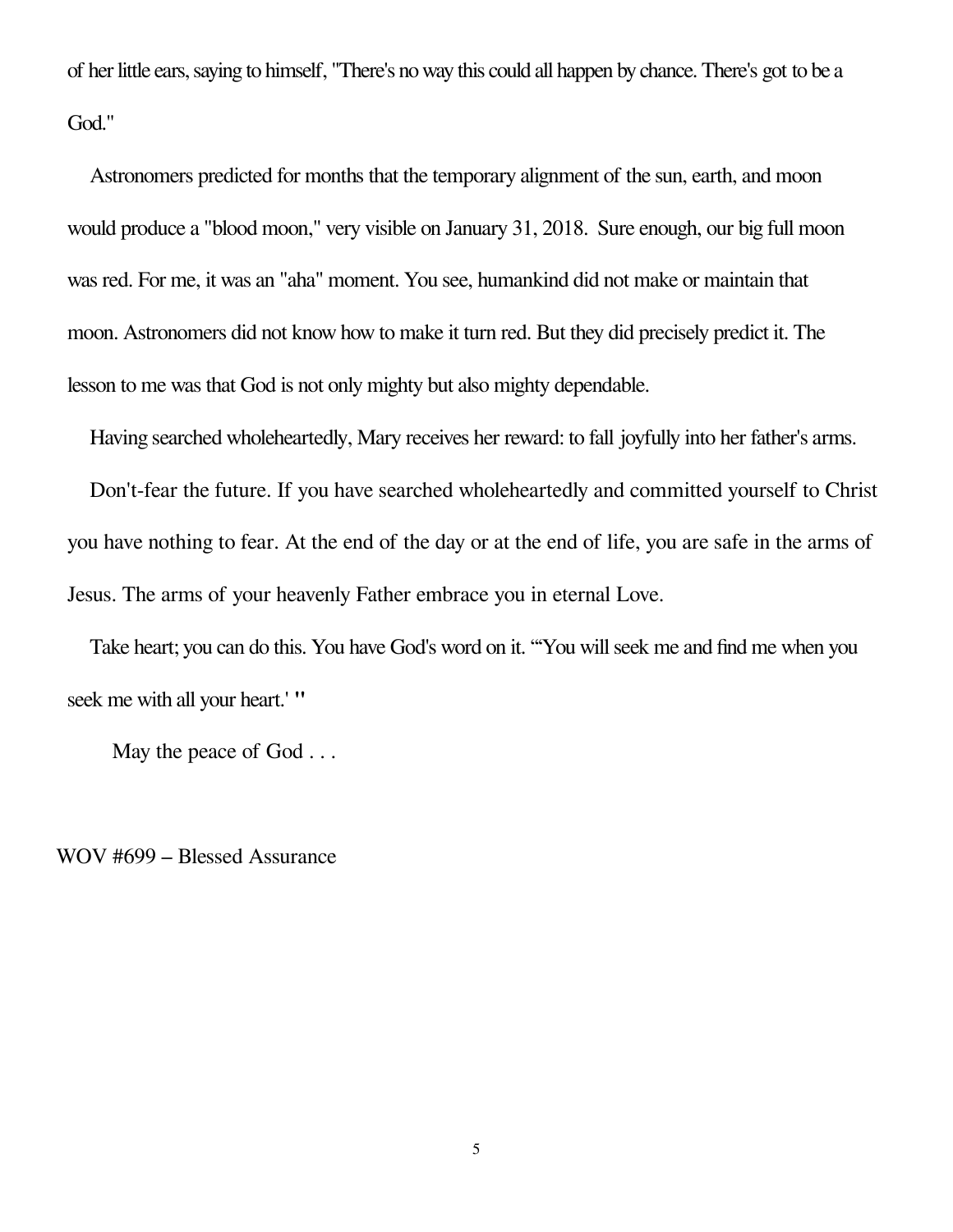of her little ears, saying to himself, "There's no way this could all happen by chance. There's got to be a God."

Astronomers predicted for months that the temporary alignment of the sun, earth, and moon would produce a "blood moon," very visible on January 31, 2018. Sure enough, our big full moon was red. For me, it was an "aha" moment. You see, humankind did not make or maintain that moon. Astronomers did not know how to make it turn red. But they did precisely predict it. The lesson to me was that God is not only mighty but also mighty dependable.

Having searched wholeheartedly, Mary receives her reward: to fall joyfully into her father's arms.

Don't-fear the future. If you have searched wholeheartedly and committed yourself to Christ you have nothing to fear. At the end of the day or at the end of life, you are safe in the arms of Jesus. The arms of your heavenly Father embrace you in eternal Love.

Take heart; you can do this. You have God's word on it. "'You will seek me and find me when you seek me with all your heart.' "

May the peace of God . . .

WOV #699 – Blessed Assurance